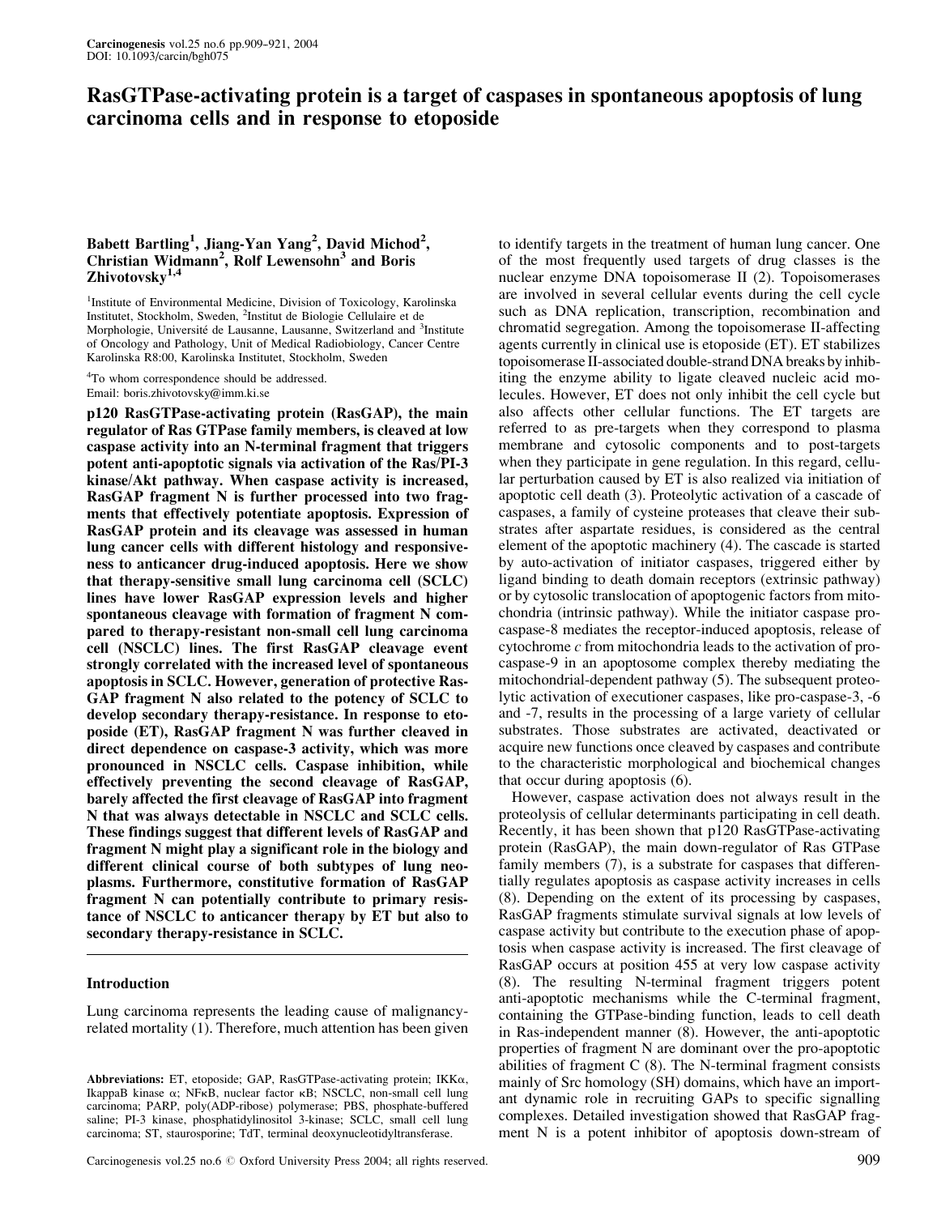# RasGTPase-activating protein is a target of caspases in spontaneous apoptosis of lung carcinoma cells and in response to etoposide

**Babett Bartling[1], Jiang-Yan Yang[2], David Michod[2], Christian Widmann[2], Rolf Lewensohn[3] and Boris Zhivotovsky[1,4]**

[1]Institute of Environmental Medicine, Division of Toxicology, Karolinska Institutet, Stockholm, Sweden, [2]Institut de Biologie Cellulaire et de Morphologie, Université de Lausanne, Lausanne, Switzerland and [3]Institute of Oncology and Pathology, Unit of Medical Radiobiology, Cancer Centre Karolinska R8:00, Karolinska Institutet, Stockholm, Sweden

[4]To whom correspondence should be addressed.
Email: boris.zhivotovsky@imm.ki.se

**p120 RasGTPase-activating protein (RasGAP), the main regulator of Ras GTPase family members, is cleaved at low caspase activity into an N-terminal fragment that triggers potent anti-apoptotic signals via activation of the Ras/PI-3 kinase/Akt pathway. When caspase activity is increased, RasGAP fragment N is further processed into two fragments that effectively potentiate apoptosis. Expression of RasGAP protein and its cleavage was assessed in human lung cancer cells with different histology and responsiveness to anticancer drug-induced apoptosis. Here we show that therapy-sensitive small lung carcinoma cell (SCLC) lines have lower RasGAP expression levels and higher spontaneous cleavage with formation of fragment N compared to therapy-resistant non-small cell lung carcinoma cell (NSCLC) lines. The first RasGAP cleavage event strongly correlated with the increased level of spontaneous apoptosis in SCLC. However, generation of protective RasGAP fragment N also related to the potency of SCLC to develop secondary therapy-resistance. In response to etoposide (ET), RasGAP fragment N was further cleaved in direct dependence on caspase-3 activity, which was more pronounced in NSCLC cells. Caspase inhibition, while effectively preventing the second cleavage of RasGAP, barely affected the first cleavage of RasGAP into fragment N that was always detectable in NSCLC and SCLC cells. These findings suggest that different levels of RasGAP and fragment N might play a significant role in the biology and different clinical course of both subtypes of lung neoplasms. Furthermore, constitutive formation of RasGAP fragment N can potentially contribute to primary resistance of NSCLC to anticancer therapy by ET but also to secondary therapy-resistance in SCLC.**

## Introduction

Lung carcinoma represents the leading cause of malignancy-related mortality (1). Therefore, much attention has been given to identify targets in the treatment of human lung cancer. One of the most frequently used targets of drug classes is the nuclear enzyme DNA topoisomerase II (2). Topoisomerases are involved in several cellular events during the cell cycle such as DNA replication, transcription, recombination and chromatid segregation. Among the topoisomerase II-affecting agents currently in clinical use is etoposide (ET). ET stabilizes topoisomerase II-associated double-strand DNA breaks by inhibiting the enzyme ability to ligate cleaved nucleic acid molecules. However, ET does not only inhibit the cell cycle but also affects other cellular functions. The ET targets are referred to as pre-targets when they correspond to plasma membrane and cytosolic components and to post-targets when they participate in gene regulation. In this regard, cellular perturbation caused by ET is also realized via initiation of apoptotic cell death (3). Proteolytic activation of a cascade of caspases, a family of cysteine proteases that cleave their substrates after aspartate residues, is considered as the central element of the apoptotic machinery (4). The cascade is started by auto-activation of initiator caspases, triggered either by ligand binding to death domain receptors (extrinsic pathway) or by cytosolic translocation of apoptogenic factors from mitochondria (intrinsic pathway). While the initiator caspase pro-caspase-8 mediates the receptor-induced apoptosis, release of cytochrome *c* from mitochondria leads to the activation of pro-caspase-9 in an apoptosome complex thereby mediating the mitochondrial-dependent pathway (5). The subsequent proteolytic activation of executioner caspases, like pro-caspase-3, -6 and -7, results in the processing of a large variety of cellular substrates. Those substrates are activated, deactivated or acquire new functions once cleaved by caspases and contribute to the characteristic morphological and biochemical changes that occur during apoptosis (6).

However, caspase activation does not always result in the proteolysis of cellular determinants participating in cell death. Recently, it has been shown that p120 RasGTPase-activating protein (RasGAP), the main down-regulator of Ras GTPase family members (7), is a substrate for caspases that differentially regulates apoptosis as caspase activity increases in cells (8). Depending on the extent of its processing by caspases, RasGAP fragments stimulate survival signals at low levels of caspase activity but contribute to the execution phase of apoptosis when caspase activity is increased. The first cleavage of RasGAP occurs at position 455 at very low caspase activity (8). The resulting N-terminal fragment triggers potent anti-apoptotic mechanisms while the C-terminal fragment, containing the GTPase-binding function, leads to cell death in Ras-independent manner (8). However, the anti-apoptotic properties of fragment N are dominant over the pro-apoptotic abilities of fragment C (8). The N-terminal fragment consists mainly of Src homology (SH) domains, which have an important dynamic role in recruiting GAPs to specific signalling complexes. Detailed investigation showed that RasGAP fragment N is a potent inhibitor of apoptosis down-stream of

**Abbreviations:** ET, etoposide; GAP, RasGTPase-activating protein; IKKα, IkappaB kinase α; NFκB, nuclear factor κB; NSCLC, non-small cell lung carcinoma; PARP, poly(ADP-ribose) polymerase; PBS, phosphate-buffered saline; PI-3 kinase, phosphatidylinositol 3-kinase; SCLC, small cell lung carcinoma; ST, staurosporine; TdT, terminal deoxynucleotidyltransferase.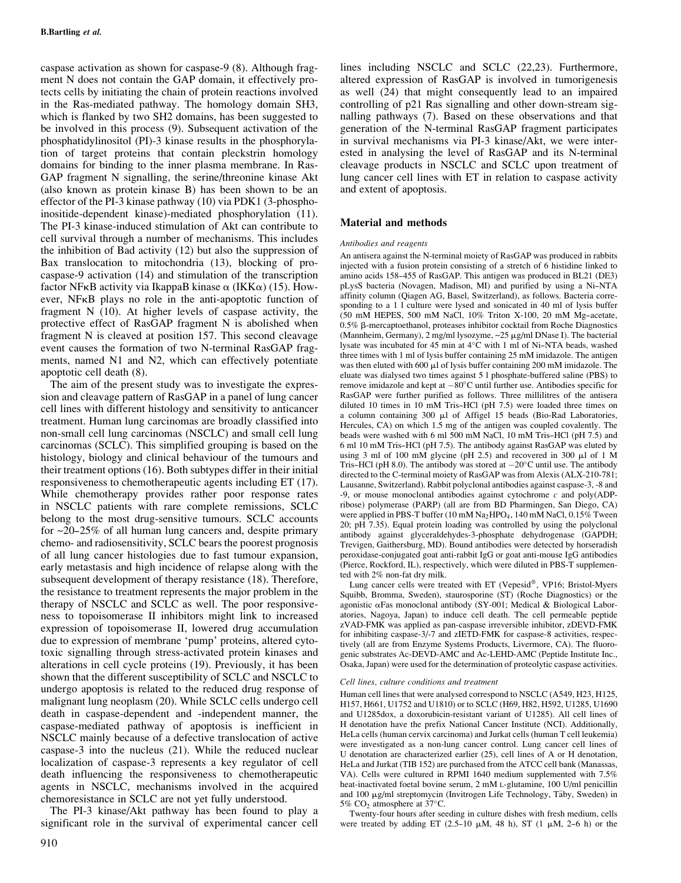caspase activation as shown for caspase-9 (8). Although fragment N does not contain the GAP domain, it effectively protects cells by initiating the chain of protein reactions involved in the Ras-mediated pathway. The homology domain SH3, which is flanked by two SH2 domains, has been suggested to be involved in this process (9). Subsequent activation of the phosphatidylinositol (PI)-3 kinase results in the phosphorylation of target proteins that contain pleckstrin homology domains for binding to the inner plasma membrane. In RasGAP fragment N signalling, the serine/threonine kinase Akt (also known as protein kinase B) has been shown to be an effector of the PI-3 kinase pathway (10) via PDK1 (3-phosphoinositide-dependent kinase)-mediated phosphorylation (11). The PI-3 kinase-induced stimulation of Akt can contribute to cell survival through a number of mechanisms. This includes the inhibition of Bad activity (12) but also the suppression of Bax translocation to mitochondria (13), blocking of procaspase-9 activation (14) and stimulation of the transcription factor NFκB activity via IkappaB kinase α (IKKα) (15). However, NFκB plays no role in the anti-apoptotic function of fragment N (10). At higher levels of caspase activity, the protective effect of RasGAP fragment N is abolished when fragment N is cleaved at position 157. This second cleavage event causes the formation of two N-terminal RasGAP fragments, named N1 and N2, which can effectively potentiate apoptotic cell death (8).

The aim of the present study was to investigate the expression and cleavage pattern of RasGAP in a panel of lung cancer cell lines with different histology and sensitivity to anticancer treatment. Human lung carcinomas are broadly classified into non-small cell lung carcinomas (NSCLC) and small cell lung carcinomas (SCLC). This simplified grouping is based on the histology, biology and clinical behaviour of the tumours and their treatment options (16). Both subtypes differ in their initial responsiveness to chemotherapeutic agents including ET (17). While chemotherapy provides rather poor response rates in NSCLC patients with rare complete remissions, SCLC belong to the most drug-sensitive tumours. SCLC accounts for ~20–25% of all human lung cancers and, despite primary chemo- and radiosensitivity, SCLC bears the poorest prognosis of all lung cancer histologies due to fast tumour expansion, early metastasis and high incidence of relapse along with the subsequent development of therapy resistance (18). Therefore, the resistance to treatment represents the major problem in the therapy of NSCLC and SCLC as well. The poor responsiveness to topoisomerase II inhibitors might link to increased expression of topoisomerase II, lowered drug accumulation due to expression of membrane 'pump' proteins, altered cytotoxic signalling through stress-activated protein kinases and alterations in cell cycle proteins (19). Previously, it has been shown that the different susceptibility of SCLC and NSCLC to undergo apoptosis is related to the reduced drug response of malignant lung neoplasm (20). While SCLC cells undergo cell death in caspase-dependent and -independent manner, the caspase-mediated pathway of apoptosis is inefficient in NSCLC mainly because of a defective translocation of active caspase-3 into the nucleus (21). While the reduced nuclear localization of caspase-3 represents a key regulator of cell death influencing the responsiveness to chemotherapeutic agents in NSCLC, mechanisms involved in the acquired chemoresistance in SCLC are not yet fully understood.

The PI-3 kinase/Akt pathway has been found to play a significant role in the survival of experimental cancer cell lines including NSCLC and SCLC (22,23). Furthermore, altered expression of RasGAP is involved in tumorigenesis as well (24) that might consequently lead to an impaired controlling of p21 Ras signalling and other down-stream signalling pathways (7). Based on these observations and that generation of the N-terminal RasGAP fragment participates in survival mechanisms via PI-3 kinase/Akt, we were interested in analysing the level of RasGAP and its N-terminal cleavage products in NSCLC and SCLC upon treatment of lung cancer cell lines with ET in relation to caspase activity and extent of apoptosis.

## Material and methods

### Antibodies and reagents

An antisera against the N-terminal moiety of RasGAP was produced in rabbits injected with a fusion protein consisting of a stretch of 6 histidine linked to amino acids 158–455 of RasGAP. This antigen was produced in BL21 (DE3) pLysS bacteria (Novagen, Madison, MI) and purified by using a Ni–NTA affinity column (Qiagen AG, Basel, Switzerland), as follows. Bacteria corresponding to a 1 l culture were lysed and sonicated in 40 ml of lysis buffer (50 mM HEPES, 500 mM NaCl, 10% Triton X-100, 20 mM Mg–acetate, 0.5% β-mercaptoethanol, proteases inhibitor cocktail from Roche Diagnostics (Mannheim, Germany), 2 mg/ml lysozyme, ~25 μg/ml DNase I). The bacterial lysate was incubated for 45 min at 4°C with 1 ml of Ni–NTA beads, washed three times with 1 ml of lysis buffer containing 25 mM imidazole. The antigen was then eluted with 600 μl of lysis buffer containing 200 mM imidazole. The eluate was dialysed two times against 5 l phosphate-buffered saline (PBS) to remove imidazole and kept at −80°C until further use. Antibodies specific for RasGAP were further purified as follows. Three millilitres of the antisera diluted 10 times in 10 mM Tris–HCl (pH 7.5) were loaded three times on a column containing 300 μl of Affigel 15 beads (Bio-Rad Laboratories, Hercules, CA) on which 1.5 mg of the antigen was coupled covalently. The beads were washed with 6 ml 500 mM NaCl, 10 mM Tris–HCl (pH 7.5) and 6 ml 10 mM Tris–HCl (pH 7.5). The antibody against RasGAP was eluted by using 3 ml of 100 mM glycine (pH 2.5) and recovered in 300 μl of 1 M Tris–HCl (pH 8.0). The antibody was stored at −20°C until use. The antibody directed to the C-terminal moiety of RasGAP was from Alexis (ALX-210-781; Lausanne, Switzerland). Rabbit polyclonal antibodies against caspase-3, -8 and -9, or mouse monoclonal antibodies against cytochrome *c* and poly(ADP-ribose) polymerase (PARP) (all are from BD Pharmingen, San Diego, CA) were applied in PBS-T buffer (10 mM $Na_2HPO_4$, 140 mM NaCl, 0.15% Tween 20; pH 7.35). Equal protein loading was controlled by using the polyclonal antibody against glyceraldehydes-3-phosphate dehydrogenase (GAPDH; Trevigen, Gaithersburg, MD). Bound antibodies were detected by horseradish peroxidase-conjugated goat anti-rabbit IgG or goat anti-mouse IgG antibodies (Pierce, Rockford, IL), respectively, which were diluted in PBS-T supplemented with 2% non-fat dry milk.

Lung cancer cells were treated with ET (Vepesid®, VP16; Bristol-Myers Squibb, Bromma, Sweden), staurosporine (ST) (Roche Diagnostics) or the agonistic αFas monoclonal antibody (SY-001; Medical & Biological Laboratories, Nagoya, Japan) to induce cell death. The cell permeable peptide zVAD-FMK was applied as pan-caspase irreversible inhibitor, zDEVD-FMK for inhibiting caspase-3/-7 and zIETD-FMK for caspase-8 activities, respectively (all are from Enzyme Systems Products, Livermore, CA). The fluorogenic substrates Ac-DEVD-AMC and Ac-LEHD-AMC (Peptide Institute Inc., Osaka, Japan) were used for the determination of proteolytic caspase activities.

### Cell lines, culture conditions and treatment

Human cell lines that were analysed correspond to NSCLC (A549, H23, H125, H157, H661, U1752 and U1810) or to SCLC (H69, H82, H592, U1285, U1690 and U1285dox, a doxorubicin-resistant variant of U1285). All cell lines of H denotation have the prefix National Cancer Institute (NCI). Additionally, HeLa cells (human cervix carcinoma) and Jurkat cells (human T cell leukemia) were investigated as a non-lung cancer control. Lung cancer cell lines of U denotation are characterized earlier (25), cell lines of A or H denotation, HeLa and Jurkat (TIB 152) are purchased from the ATCC cell bank (Manassas, VA). Cells were cultured in RPMI 1640 medium supplemented with 7.5% heat-inactivated foetal bovine serum, 2 mM L-glutamine, 100 U/ml penicillin and 100 μg/ml streptomycin (Invitrogen Life Technology, Täby, Sweden) in 5% $CO_2$ atmosphere at 37°C.

Twenty-four hours after seeding in culture dishes with fresh medium, cells were treated by adding ET (2.5–10 μM, 48 h), ST (1 μM, 2–6 h) or the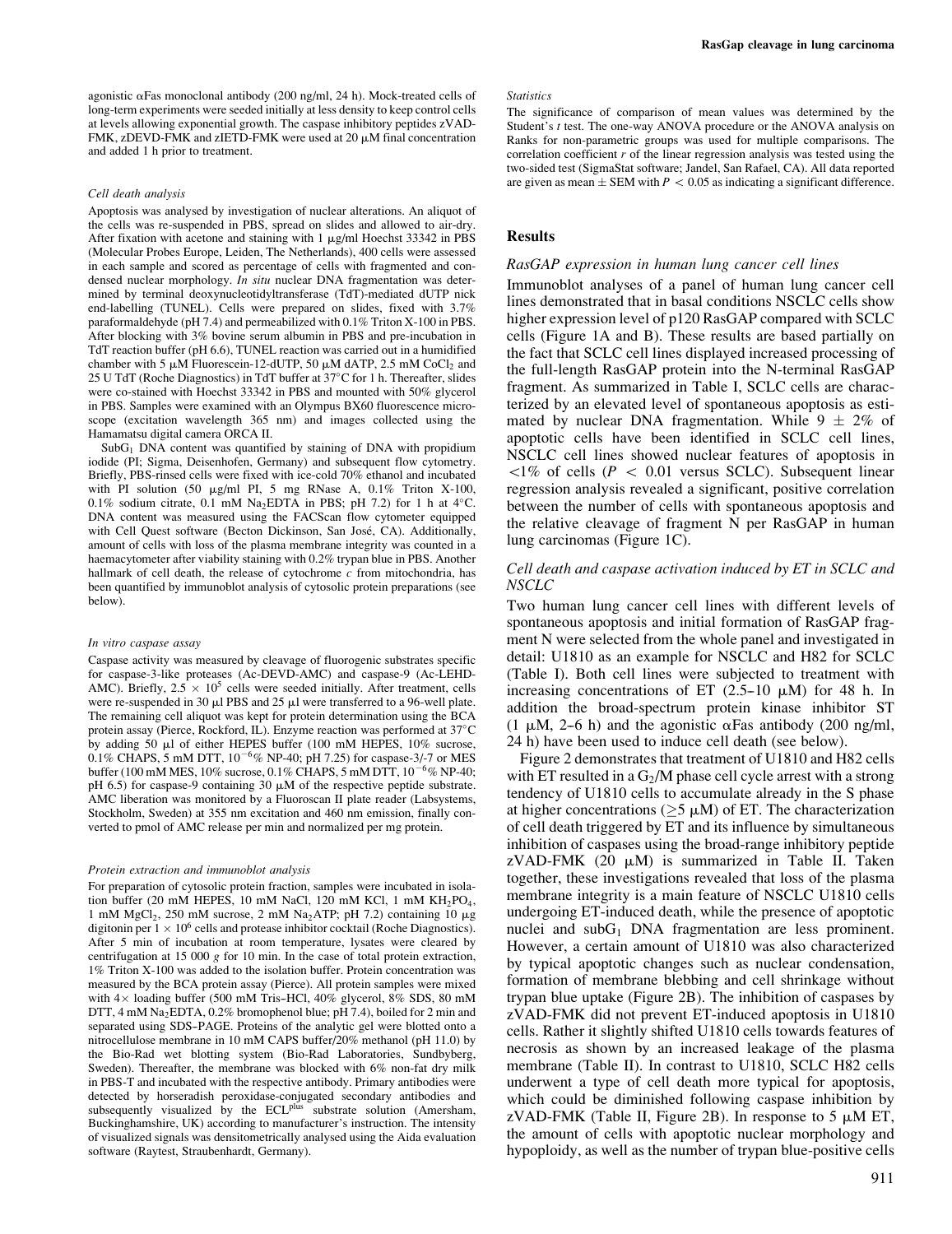agonistic αFas monoclonal antibody (200 ng/ml, 24 h). Mock-treated cells of long-term experiments were seeded initially at less density to keep control cells at levels allowing exponential growth. The caspase inhibitory peptides zVAD-FMK, zDEVD-FMK and zIETD-FMK were used at 20 μM final concentration and added 1 h prior to treatment.

### *Cell death analysis*

Apoptosis was analysed by investigation of nuclear alterations. An aliquot of the cells was re-suspended in PBS, spread on slides and allowed to air-dry. After fixation with acetone and staining with 1 μg/ml Hoechst 33342 in PBS (Molecular Probes Europe, Leiden, The Netherlands), 400 cells were assessed in each sample and scored as percentage of cells with fragmented and condensed nuclear morphology. *In situ* nuclear DNA fragmentation was determined by terminal deoxynucleotidyltransferase (TdT)-mediated dUTP nick end-labelling (TUNEL). Cells were prepared on slides, fixed with 3.7% paraformaldehyde (pH 7.4) and permeabilized with 0.1% Triton X-100 in PBS. After blocking with 3% bovine serum albumin in PBS and pre-incubation in TdT reaction buffer (pH 6.6), TUNEL reaction was carried out in a humidified chamber with 5 μM Fluorescein-12-dUTP, 50 μM dATP, 2.5 mM $CoCl_2$ and 25 U TdT (Roche Diagnostics) in TdT buffer at 37°C for 1 h. Thereafter, slides were co-stained with Hoechst 33342 in PBS and mounted with 50% glycerol in PBS. Samples were examined with an Olympus BX60 fluorescence microscope (excitation wavelength 365 nm) and images collected using the Hamamatsu digital camera ORCA II.

Sub$G_1$ DNA content was quantified by staining of DNA with propidium iodide (PI; Sigma, Deisenhofen, Germany) and subsequent flow cytometry. Briefly, PBS-rinsed cells were fixed with ice-cold 70% ethanol and incubated with PI solution (50 μg/ml PI, 5 mg RNase A, 0.1% Triton X-100, 0.1% sodium citrate, 0.1 mM $Na_2$EDTA in PBS; pH 7.2) for 1 h at 4°C. DNA content was measured using the FACScan flow cytometer equipped with Cell Quest software (Becton Dickinson, San José, CA). Additionally, amount of cells with loss of the plasma membrane integrity was counted in a haemacytometer after viability staining with 0.2% trypan blue in PBS. Another hallmark of cell death, the release of cytochrome *c* from mitochondria, has been quantified by immunoblot analysis of cytosolic protein preparations (see below).

### *In vitro caspase assay*

Caspase activity was measured by cleavage of fluorogenic substrates specific for caspase-3-like proteases (Ac-DEVD-AMC) and caspase-9 (Ac-LEHD-AMC). Briefly, $2.5 \times 10^5$ cells were seeded initially. After treatment, cells were re-suspended in 30 μl PBS and 25 μl were transferred to a 96-well plate. The remaining cell aliquot was kept for protein determination using the BCA protein assay (Pierce, Rockford, IL). Enzyme reaction was performed at 37°C by adding 50 μl of either HEPES buffer (100 mM HEPES, 10% sucrose, 0.1% CHAPS, 5 mM DTT, $10^{-6}$% NP-40; pH 7.25) for caspase-3/-7 or MES buffer (100 mM MES, 10% sucrose, 0.1% CHAPS, 5 mM DTT, $10^{-6}$% NP-40; pH 6.5) for caspase-9 containing 30 μM of the respective peptide substrate. AMC liberation was monitored by a Fluoroscan II plate reader (Labsystems, Stockholm, Sweden) at 355 nm excitation and 460 nm emission, finally converted to pmol of AMC release per min and normalized per mg protein.

### *Protein extraction and immunoblot analysis*

For preparation of cytosolic protein fraction, samples were incubated in isolation buffer (20 mM HEPES, 10 mM NaCl, 120 mM KCl, 1 mM $KH_2PO_4$, 1 mM $MgCl_2$, 250 mM sucrose, 2 mM $Na_2$ATP; pH 7.2) containing 10 μg digitonin per $1 \times 10^6$ cells and protease inhibitor cocktail (Roche Diagnostics). After 5 min of incubation at room temperature, lysates were cleared by centrifugation at 15 000 *g* for 10 min. In the case of total protein extraction, 1% Triton X-100 was added to the isolation buffer. Protein concentration was measured by the BCA protein assay (Pierce). All protein samples were mixed with 4× loading buffer (500 mM Tris–HCl, 40% glycerol, 8% SDS, 80 mM DTT, 4 mM $Na_2$EDTA, 0.2% bromophenol blue; pH 7.4), boiled for 2 min and separated using SDS–PAGE. Proteins of the analytic gel were blotted onto a nitrocellulose membrane in 10 mM CAPS buffer/20% methanol (pH 11.0) by the Bio-Rad wet blotting system (Bio-Rad Laboratories, Sundbyberg, Sweden). Thereafter, the membrane was blocked with 6% non-fat dry milk in PBS-T and incubated with the respective antibody. Primary antibodies were detected by horseradish peroxidase-conjugated secondary antibodies and subsequently visualized by the ECL$^{plus}$ substrate solution (Amersham, Buckinghamshire, UK) according to manufacturer's instruction. The intensity of visualized signals was densitometrically analysed using the Aida evaluation software (Raytest, Straubenhardt, Germany).

### *Statistics*

The significance of comparison of mean values was determined by the Student's *t* test. The one-way ANOVA procedure or the ANOVA analysis on Ranks for non-parametric groups was used for multiple comparisons. The correlation coefficient *r* of the linear regression analysis was tested using the two-sided test (SigmaStat software; Jandel, San Rafael, CA). All data reported are given as mean ± SEM with $P < 0.05$ as indicating a significant difference.

## Results

### *RasGAP expression in human lung cancer cell lines*

Immunoblot analyses of a panel of human lung cancer cell lines demonstrated that in basal conditions NSCLC cells show higher expression level of p120 RasGAP compared with SCLC cells (Figure 1A and B). These results are based partially on the fact that SCLC cell lines displayed increased processing of the full-length RasGAP protein into the N-terminal RasGAP fragment. As summarized in Table I, SCLC cells are characterized by an elevated level of spontaneous apoptosis as estimated by nuclear DNA fragmentation. While 9 ± 2% of apoptotic cells have been identified in SCLC cell lines, NSCLC cell lines showed nuclear features of apoptosis in <1% of cells ($P < 0.01$ versus SCLC). Subsequent linear regression analysis revealed a significant, positive correlation between the number of cells with spontaneous apoptosis and the relative cleavage of fragment N per RasGAP in human lung carcinomas (Figure 1C).

### *Cell death and caspase activation induced by ET in SCLC and NSCLC*

Two human lung cancer cell lines with different levels of spontaneous apoptosis and initial formation of RasGAP fragment N were selected from the whole panel and investigated in detail: U1810 as an example for NSCLC and H82 for SCLC (Table I). Both cell lines were subjected to treatment with increasing concentrations of ET (2.5–10 μM) for 48 h. In addition the broad-spectrum protein kinase inhibitor ST (1 μM, 2–6 h) and the agonistic αFas antibody (200 ng/ml, 24 h) have been used to induce cell death (see below).

Figure 2 demonstrates that treatment of U1810 and H82 cells with ET resulted in a $G_2$/M phase cell cycle arrest with a strong tendency of U1810 cells to accumulate already in the S phase at higher concentrations (≥5 μM) of ET. The characterization of cell death triggered by ET and its influence by simultaneous inhibition of caspases using the broad-range inhibitory peptide zVAD-FMK (20 μM) is summarized in Table II. Taken together, these investigations revealed that loss of the plasma membrane integrity is a main feature of NSCLC U1810 cells undergoing ET-induced death, while the presence of apoptotic nuclei and sub$G_1$ DNA fragmentation are less prominent. However, a certain amount of U1810 was also characterized by typical apoptotic changes such as nuclear condensation, formation of membrane blebbing and cell shrinkage without trypan blue uptake (Figure 2B). The inhibition of caspases by zVAD-FMK did not prevent ET-induced apoptosis in U1810 cells. Rather it slightly shifted U1810 cells towards features of necrosis as shown by an increased leakage of the plasma membrane (Table II). In contrast to U1810, SCLC H82 cells underwent a type of cell death more typical for apoptosis, which could be diminished following caspase inhibition by zVAD-FMK (Table II, Figure 2B). In response to 5 μM ET, the amount of cells with apoptotic nuclear morphology and hypoploidy, as well as the number of trypan blue-positive cells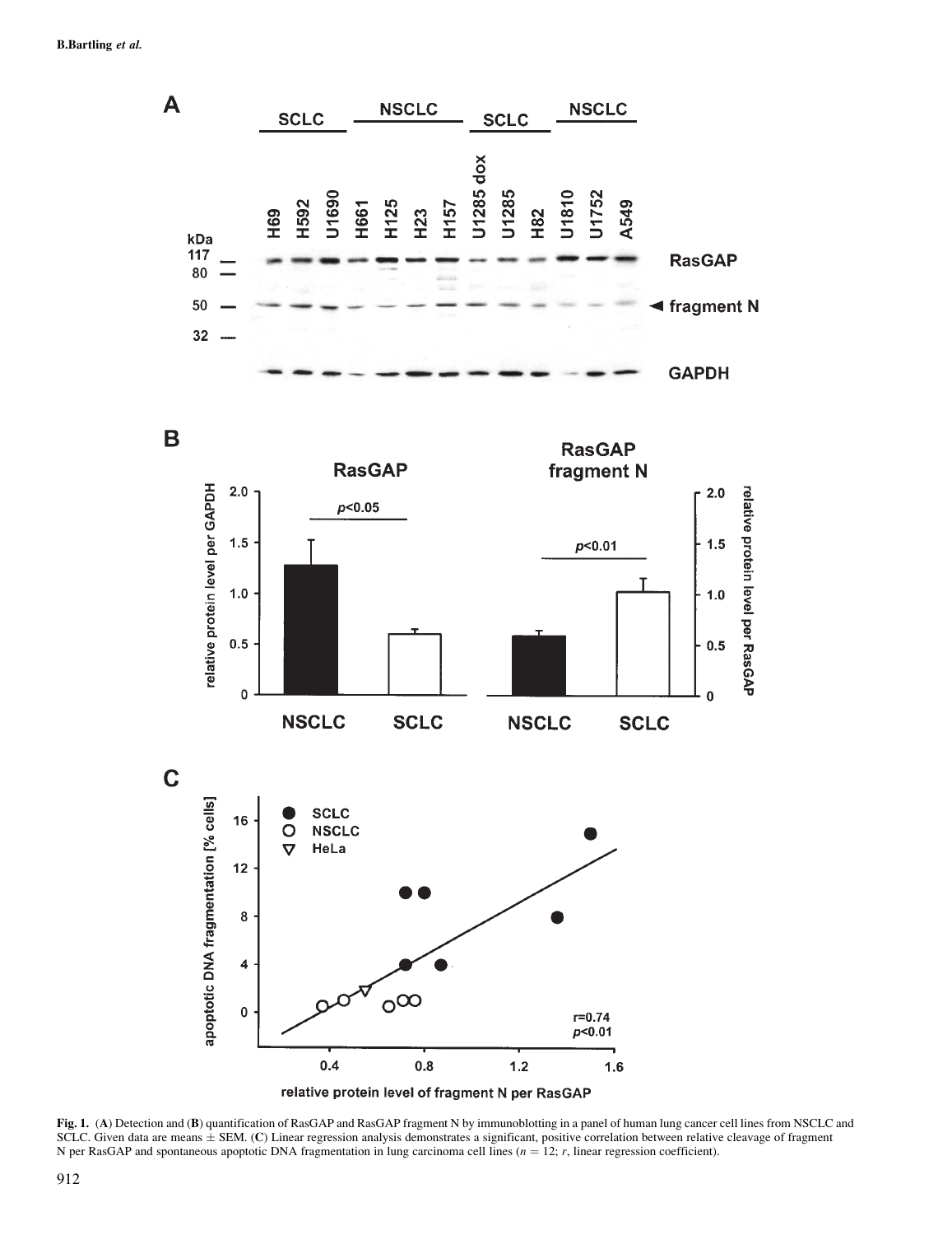A

SCLC NSCLC SCLC NSCLC

H69 H592 U1690 H661 H125 H23 H157 U1285 dox U1285 H82 U1810 U1752 A549

kDa

117

80

50

32

RasGAP

◄ fragment N

GAPDH

B

RasGAP

RasGAP fragment N

relative protein level per GAPDH

relative protein level per RasGAP

2.0

1.5

1.0

0.5

0

$p$<0.05

$p$<0.01

NSCLC SCLC NSCLC SCLC

C

● SCLC

○ NSCLC

▽ HeLa

apoptotic DNA fragmentation [% cells]

16

12

8

4

0

0.4 0.8 1.2 1.6

r=0.74

$p$<0.01

relative protein level of fragment N per RasGAP

**Fig. 1.** (**A**) Detection and (**B**) quantification of RasGAP and RasGAP fragment N by immunoblotting in a panel of human lung cancer cell lines from NSCLC and SCLC. Given data are means ± SEM. (**C**) Linear regression analysis demonstrates a significant, positive correlation between relative cleavage of fragment N per RasGAP and spontaneous apoptotic DNA fragmentation in lung carcinoma cell lines ($n$ = 12; $r$, linear regression coefficient).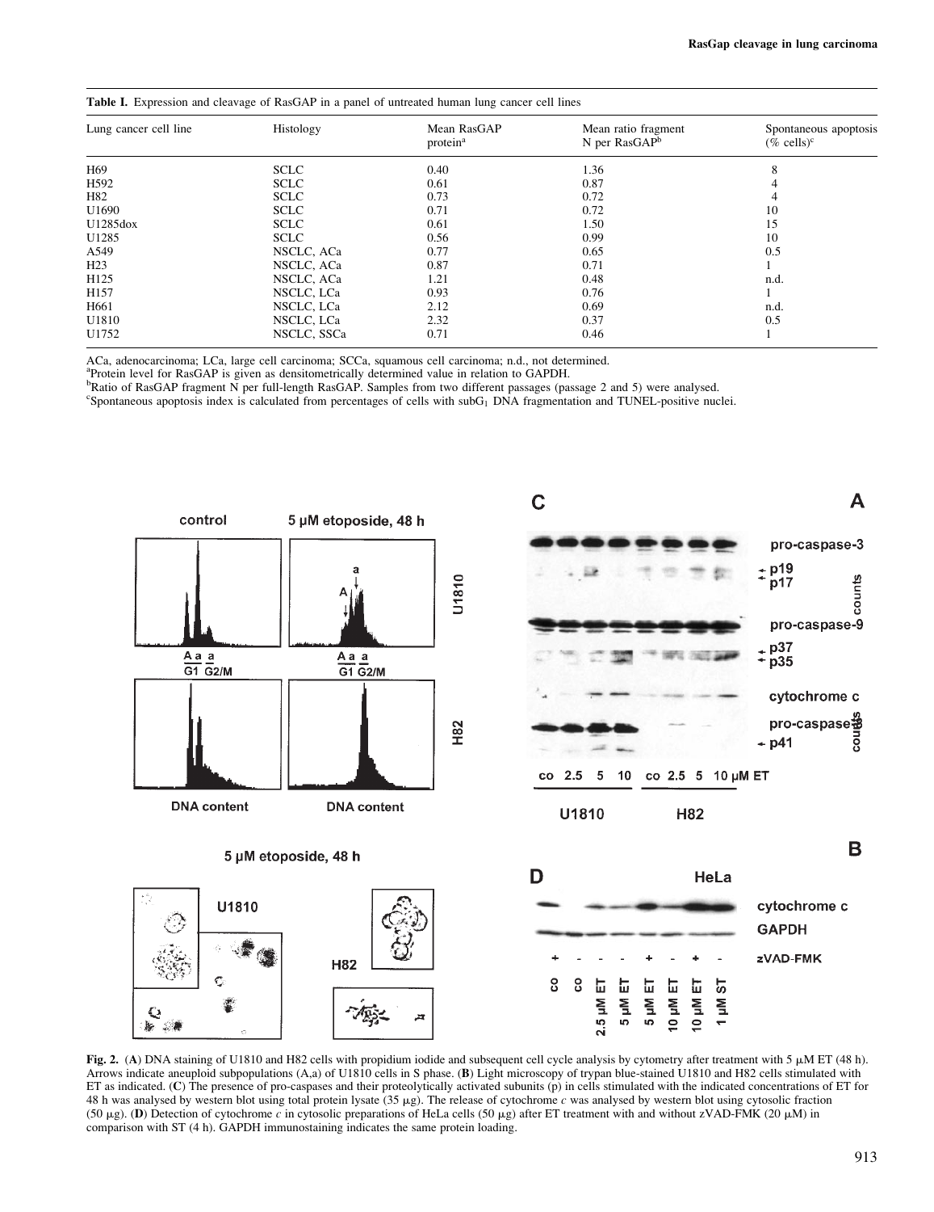**Table I.** Expression and cleavage of RasGAP in a panel of untreated human lung cancer cell lines

| Lung cancer cell line | Histology | Mean RasGAP protein[a] | Mean ratio fragment N per RasGAP[b] | Spontaneous apoptosis (% cells)[c] |
|---|---|---|---|---|
| H69 | SCLC | 0.40 | 1.36 | 8 |
| H592 | SCLC | 0.61 | 0.87 | 4 |
| H82 | SCLC | 0.73 | 0.72 | 4 |
| U1690 | SCLC | 0.71 | 0.72 | 10 |
| U1285dox | SCLC | 0.61 | 1.50 | 15 |
| U1285 | SCLC | 0.56 | 0.99 | 10 |
| A549 | NSCLC, ACa | 0.77 | 0.65 | 0.5 |
| H23 | NSCLC, ACa | 0.87 | 0.71 | 1 |
| H125 | NSCLC, ACa | 1.21 | 0.48 | n.d. |
| H157 | NSCLC, LCa | 0.93 | 0.76 | 1 |
| H661 | NSCLC, LCa | 2.12 | 0.69 | n.d. |
| U1810 | NSCLC, LCa | 2.32 | 0.37 | 0.5 |
| U1752 | NSCLC, SSCa | 0.71 | 0.46 | 1 |

ACa, adenocarcinoma; LCa, large cell carcinoma; SCCa, squamous cell carcinoma; n.d., not determined.
[a]Protein level for RasGAP is given as densitometrically determined value in relation to GAPDH.
[b]Ratio of RasGAP fragment N per full-length RasGAP. Samples from two different passages (passage 2 and 5) were analysed.
[c]Spontaneous apoptosis index is calculated from percentages of cells with sub$G_1$ DNA fragmentation and TUNEL-positive nuclei.

control
5 μM etoposide, 48 h
a
A
A a a
G1 G2/M
A a a
G1 G2/M
U1810
H82
counts
counts
DNA content
DNA content
5 μM etoposide, 48 h
U1810
H82
C
A
pro-caspase-3
p19
p17
pro-caspase-9
p37
p35
cytochrome c
pro-caspase-8
p41
co 2.5 5 10 co 2.5 5 10 μM ET
U1810
H82
B
D
HeLa
cytochrome c
GAPDH
zVAD-FMK
+ - - - + - + -
co co 2.5 μM ET 5 μM ET 5 μM ET 10 μM ET 10 μM ET 1 μM ST

**Fig. 2.** (**A**) DNA staining of U1810 and H82 cells with propidium iodide and subsequent cell cycle analysis by cytometry after treatment with 5 μM ET (48 h). Arrows indicate aneuploid subpopulations (A,a) of U1810 cells in S phase. (**B**) Light microscopy of trypan blue-stained U1810 and H82 cells stimulated with ET as indicated. (**C**) The presence of pro-caspases and their proteolytically activated subunits (p) in cells stimulated with the indicated concentrations of ET for 48 h was analysed by western blot using total protein lysate (35 μg). The release of cytochrome *c* was analysed by western blot using cytosolic fraction (50 μg). (**D**) Detection of cytochrome *c* in cytosolic preparations of HeLa cells (50 μg) after ET treatment with and without zVAD-FMK (20 μM) in comparison with ST (4 h). GAPDH immunostaining indicates the same protein loading.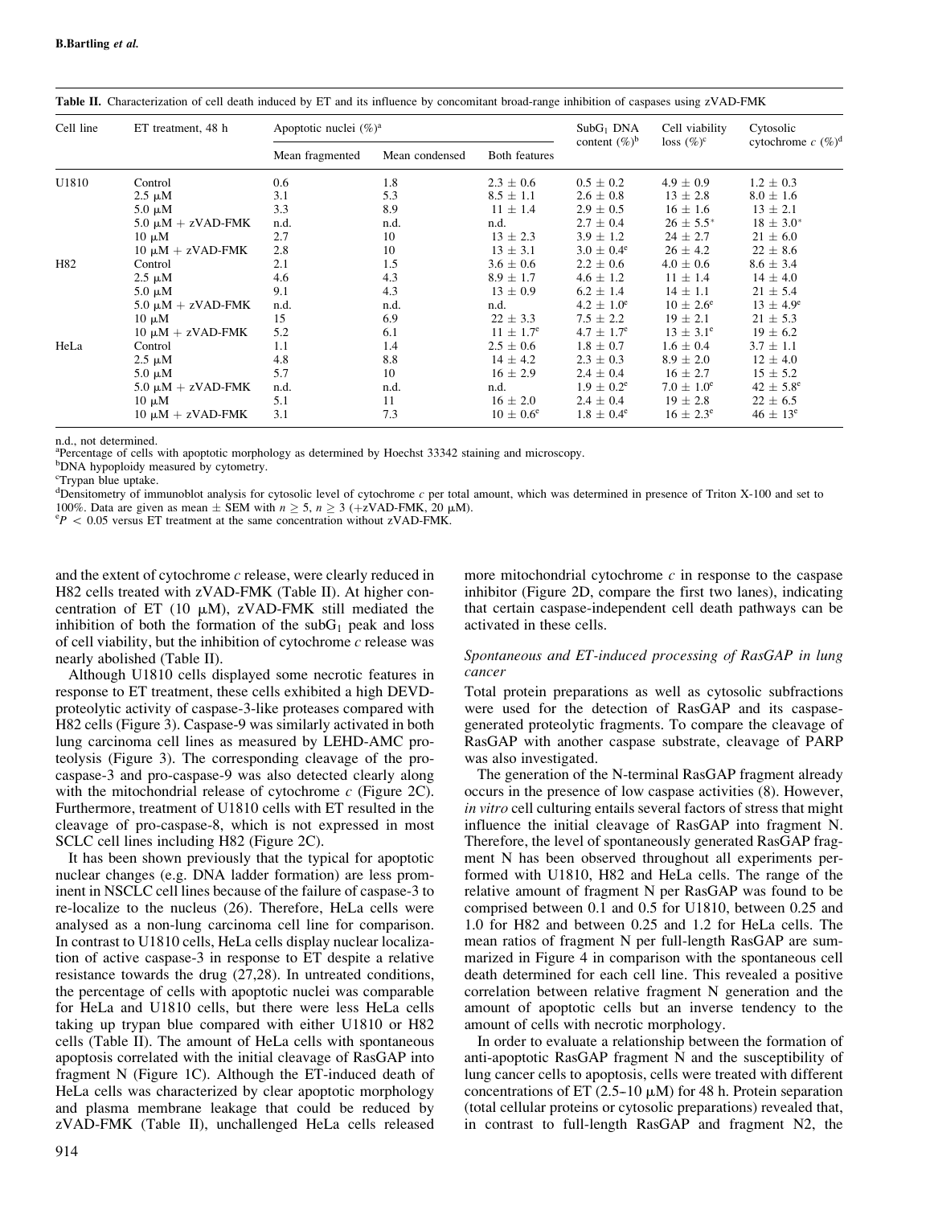**Table II.** Characterization of cell death induced by ET and its influence by concomitant broad-range inhibition of caspases using zVAD-FMK

| Cell line | ET treatment, 48 h | Apoptotic nuclei (%)[a] | | | $SubG_1$ DNA content (%)[b] | Cell viability loss (%)[c] | Cytosolic cytochrome *c* (%)[d] |
|---|---|---|---|---|---|---|---|
| | | Mean fragmented | Mean condensed | Both features | | | |
| U1810 | Control | 0.6 | 1.8 | 2.3 ± 0.6 | 0.5 ± 0.2 | 4.9 ± 0.9 | 1.2 ± 0.3 |
| | 2.5 μM | 3.1 | 5.3 | 8.5 ± 1.1 | 2.6 ± 0.8 | 13 ± 2.8 | 8.0 ± 1.6 |
| | 5.0 μM | 3.3 | 8.9 | 11 ± 1.4 | 2.9 ± 0.5 | 16 ± 1.6 | 13 ± 2.1 |
| | 5.0 μM + zVAD-FMK | n.d. | n.d. | n.d. | 2.7 ± 0.4 | 26 ± 5.5* | 18 ± 3.0* |
| | 10 μM | 2.7 | 10 | 13 ± 2.3 | 3.9 ± 1.2 | 24 ± 2.7 | 21 ± 6.0 |
| | 10 μM + zVAD-FMK | 2.8 | 10 | 13 ± 3.1 | 3.0 ± 0.4[e] | 26 ± 4.2 | 22 ± 8.6 |
| H82 | Control | 2.1 | 1.5 | 3.6 ± 0.6 | 2.2 ± 0.6 | 4.0 ± 0.6 | 8.6 ± 3.4 |
| | 2.5 μM | 4.6 | 4.3 | 8.9 ± 1.7 | 4.6 ± 1.2 | 11 ± 1.4 | 14 ± 4.0 |
| | 5.0 μM | 9.1 | 4.3 | 13 ± 0.9 | 6.2 ± 1.4 | 14 ± 1.1 | 21 ± 5.4 |
| | 5.0 μM + zVAD-FMK | n.d. | n.d. | n.d. | 4.2 ± 1.0[e] | 10 ± 2.6[e] | 13 ± 4.9[e] |
| | 10 μM | 15 | 6.9 | 22 ± 3.3 | 7.5 ± 2.2 | 19 ± 2.1 | 21 ± 5.3 |
| | 10 μM + zVAD-FMK | 5.2 | 6.1 | 11 ± 1.7[e] | 4.7 ± 1.7[e] | 13 ± 3.1[e] | 19 ± 6.2 |
| HeLa | Control | 1.1 | 1.4 | 2.5 ± 0.6 | 1.8 ± 0.7 | 1.6 ± 0.4 | 3.7 ± 1.1 |
| | 2.5 μM | 4.8 | 8.8 | 14 ± 4.2 | 2.3 ± 0.3 | 8.9 ± 2.0 | 12 ± 4.0 |
| | 5.0 μM | 5.7 | 10 | 16 ± 2.9 | 2.4 ± 0.4 | 16 ± 2.7 | 15 ± 5.2 |
| | 5.0 μM + zVAD-FMK | n.d. | n.d. | n.d. | 1.9 ± 0.2[e] | 7.0 ± 1.0[e] | 42 ± 5.8[e] |
| | 10 μM | 5.1 | 11 | 16 ± 2.0 | 2.4 ± 0.4 | 19 ± 2.8 | 22 ± 6.5 |
| | 10 μM + zVAD-FMK | 3.1 | 7.3 | 10 ± 0.6[e] | 1.8 ± 0.4[e] | 16 ± 2.3[e] | 46 ± 13[e] |

n.d., not determined.
[a]Percentage of cells with apoptotic morphology as determined by Hoechst 33342 staining and microscopy.
[b]DNA hypoploidy measured by cytometry.
[c]Trypan blue uptake.
[d]Densitometry of immunoblot analysis for cytosolic level of cytochrome *c* per total amount, which was determined in presence of Triton X-100 and set to 100%. Data are given as mean ± SEM with $n \geq 5$, $n \geq 3$ (+zVAD-FMK, 20 μM).
[e]$P < 0.05$ versus ET treatment at the same concentration without zVAD-FMK.

and the extent of cytochrome *c* release, were clearly reduced in H82 cells treated with zVAD-FMK (Table II). At higher concentration of ET (10 μM), zVAD-FMK still mediated the inhibition of both the formation of the $subG_1$ peak and loss of cell viability, but the inhibition of cytochrome *c* release was nearly abolished (Table II).

Although U1810 cells displayed some necrotic features in response to ET treatment, these cells exhibited a high DEVD-proteolytic activity of caspase-3-like proteases compared with H82 cells (Figure 3). Caspase-9 was similarly activated in both lung carcinoma cell lines as measured by LEHD-AMC proteolysis (Figure 3). The corresponding cleavage of the pro-caspase-3 and pro-caspase-9 was also detected clearly along with the mitochondrial release of cytochrome *c* (Figure 2C). Furthermore, treatment of U1810 cells with ET resulted in the cleavage of pro-caspase-8, which is not expressed in most SCLC cell lines including H82 (Figure 2C).

It has been shown previously that the typical for apoptotic nuclear changes (e.g. DNA ladder formation) are less prominent in NSCLC cell lines because of the failure of caspase-3 to re-localize to the nucleus (26). Therefore, HeLa cells were analysed as a non-lung carcinoma cell line for comparison. In contrast to U1810 cells, HeLa cells display nuclear localization of active caspase-3 in response to ET despite a relative resistance towards the drug (27,28). In untreated conditions, the percentage of cells with apoptotic nuclei was comparable for HeLa and U1810 cells, but there were less HeLa cells taking up trypan blue compared with either U1810 or H82 cells (Table II). The amount of HeLa cells with spontaneous apoptosis correlated with the initial cleavage of RasGAP into fragment N (Figure 1C). Although the ET-induced death of HeLa cells was characterized by clear apoptotic morphology and plasma membrane leakage that could be reduced by zVAD-FMK (Table II), unchallenged HeLa cells released more mitochondrial cytochrome *c* in response to the caspase inhibitor (Figure 2D, compare the first two lanes), indicating that certain caspase-independent cell death pathways can be activated in these cells.

### *Spontaneous and ET-induced processing of RasGAP in lung cancer*

Total protein preparations as well as cytosolic subfractions were used for the detection of RasGAP and its caspase-generated proteolytic fragments. To compare the cleavage of RasGAP with another caspase substrate, cleavage of PARP was also investigated.

The generation of the N-terminal RasGAP fragment already occurs in the presence of low caspase activities (8). However, *in vitro* cell culturing entails several factors of stress that might influence the initial cleavage of RasGAP into fragment N. Therefore, the level of spontaneously generated RasGAP fragment N has been observed throughout all experiments performed with U1810, H82 and HeLa cells. The range of the relative amount of fragment N per RasGAP was found to be comprised between 0.1 and 0.5 for U1810, between 0.25 and 1.0 for H82 and between 0.25 and 1.2 for HeLa cells. The mean ratios of fragment N per full-length RasGAP are summarized in Figure 4 in comparison with the spontaneous cell death determined for each cell line. This revealed a positive correlation between relative fragment N generation and the amount of apoptotic cells but an inverse tendency to the amount of cells with necrotic morphology.

In order to evaluate a relationship between the formation of anti-apoptotic RasGAP fragment N and the susceptibility of lung cancer cells to apoptosis, cells were treated with different concentrations of ET (2.5–10 μM) for 48 h. Protein separation (total cellular proteins or cytosolic preparations) revealed that, in contrast to full-length RasGAP and fragment N2, the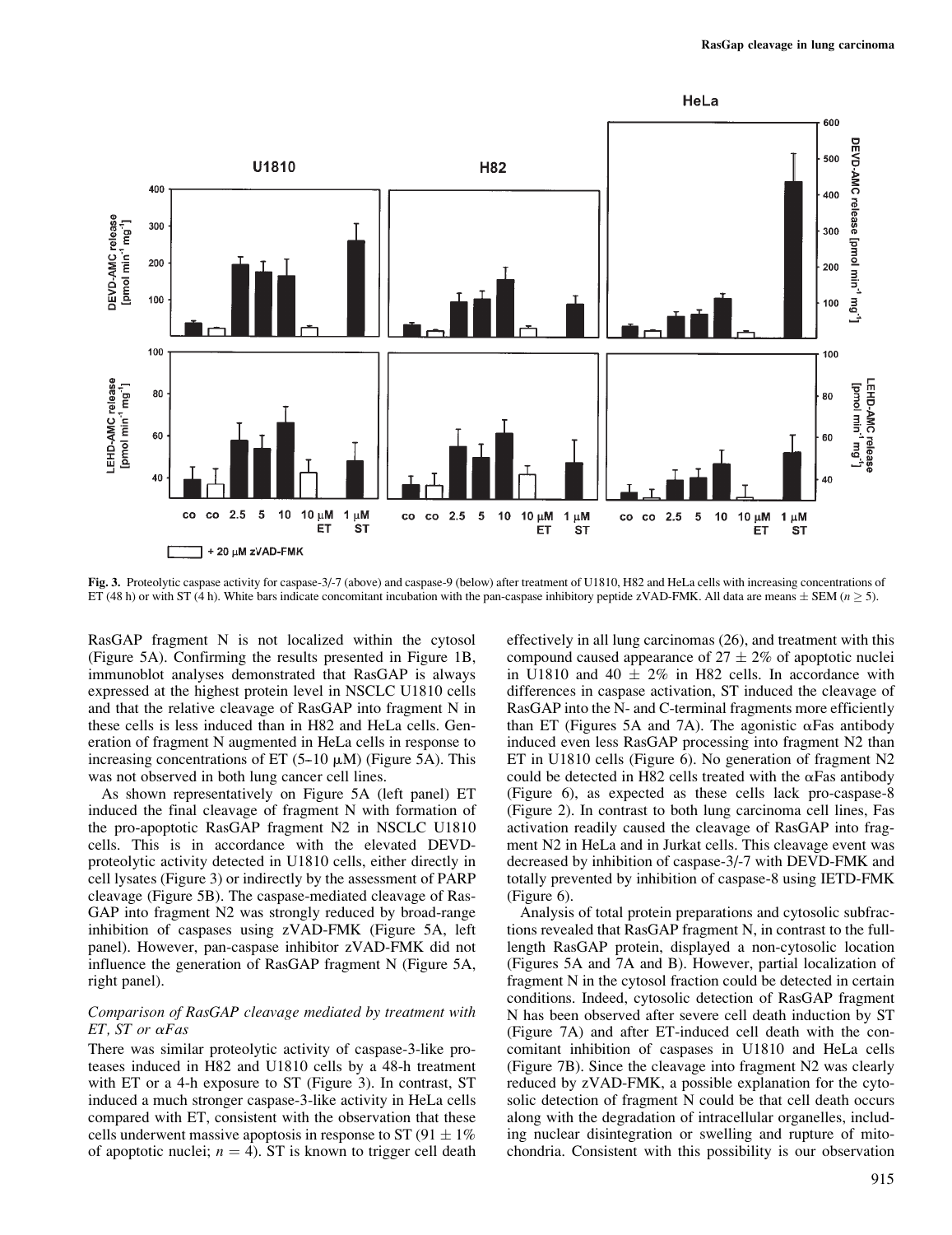**Fig. 3.** Proteolytic caspase activity for caspase-3/-7 (above) and caspase-9 (below) after treatment of U1810, H82 and HeLa cells with increasing concentrations of ET (48 h) or with ST (4 h). White bars indicate concomitant incubation with the pan-caspase inhibitory peptide zVAD-FMK. All data are means ± SEM ($n \geq 5$).

RasGAP fragment N is not localized within the cytosol (Figure 5A). Confirming the results presented in Figure 1B, immunoblot analyses demonstrated that RasGAP is always expressed at the highest protein level in NSCLC U1810 cells and that the relative cleavage of RasGAP into fragment N in these cells is less induced than in H82 and HeLa cells. Generation of fragment N augmented in HeLa cells in response to increasing concentrations of ET (5–10 μM) (Figure 5A). This was not observed in both lung cancer cell lines.

As shown representatively on Figure 5A (left panel) ET induced the final cleavage of fragment N with formation of the pro-apoptotic RasGAP fragment N2 in NSCLC U1810 cells. This is in accordance with the elevated DEVD-proteolytic activity detected in U1810 cells, either directly in cell lysates (Figure 3) or indirectly by the assessment of PARP cleavage (Figure 5B). The caspase-mediated cleavage of RasGAP into fragment N2 was strongly reduced by broad-range inhibition of caspases using zVAD-FMK (Figure 5A, left panel). However, pan-caspase inhibitor zVAD-FMK did not influence the generation of RasGAP fragment N (Figure 5A, right panel).

### *Comparison of RasGAP cleavage mediated by treatment with ET, ST or αFas*

There was similar proteolytic activity of caspase-3-like proteases induced in H82 and U1810 cells by a 48-h treatment with ET or a 4-h exposure to ST (Figure 3). In contrast, ST induced a much stronger caspase-3-like activity in HeLa cells compared with ET, consistent with the observation that these cells underwent massive apoptosis in response to ST (91 ± 1% of apoptotic nuclei; $n = 4$). ST is known to trigger cell death effectively in all lung carcinomas (26), and treatment with this compound caused appearance of 27 ± 2% of apoptotic nuclei in U1810 and 40 ± 2% in H82 cells. In accordance with differences in caspase activation, ST induced the cleavage of RasGAP into the N- and C-terminal fragments more efficiently than ET (Figures 5A and 7A). The agonistic αFas antibody induced even less RasGAP processing into fragment N2 than ET in U1810 cells (Figure 6). No generation of fragment N2 could be detected in H82 cells treated with the αFas antibody (Figure 6), as expected as these cells lack pro-caspase-8 (Figure 2). In contrast to both lung carcinoma cell lines, Fas activation readily caused the cleavage of RasGAP into fragment N2 in HeLa and in Jurkat cells. This cleavage event was decreased by inhibition of caspase-3/-7 with DEVD-FMK and totally prevented by inhibition of caspase-8 using IETD-FMK (Figure 6).

Analysis of total protein preparations and cytosolic subfractions revealed that RasGAP fragment N, in contrast to the full-length RasGAP protein, displayed a non-cytosolic location (Figures 5A and 7A and B). However, partial localization of fragment N in the cytosol fraction could be detected in certain conditions. Indeed, cytosolic detection of RasGAP fragment N has been observed after severe cell death induction by ST (Figure 7A) and after ET-induced cell death with the concomitant inhibition of caspases in U1810 and HeLa cells (Figure 7B). Since the cleavage into fragment N2 was clearly reduced by zVAD-FMK, a possible explanation for the cytosolic detection of fragment N could be that cell death occurs along with the degradation of intracellular organelles, including nuclear disintegration or swelling and rupture of mitochondria. Consistent with this possibility is our observation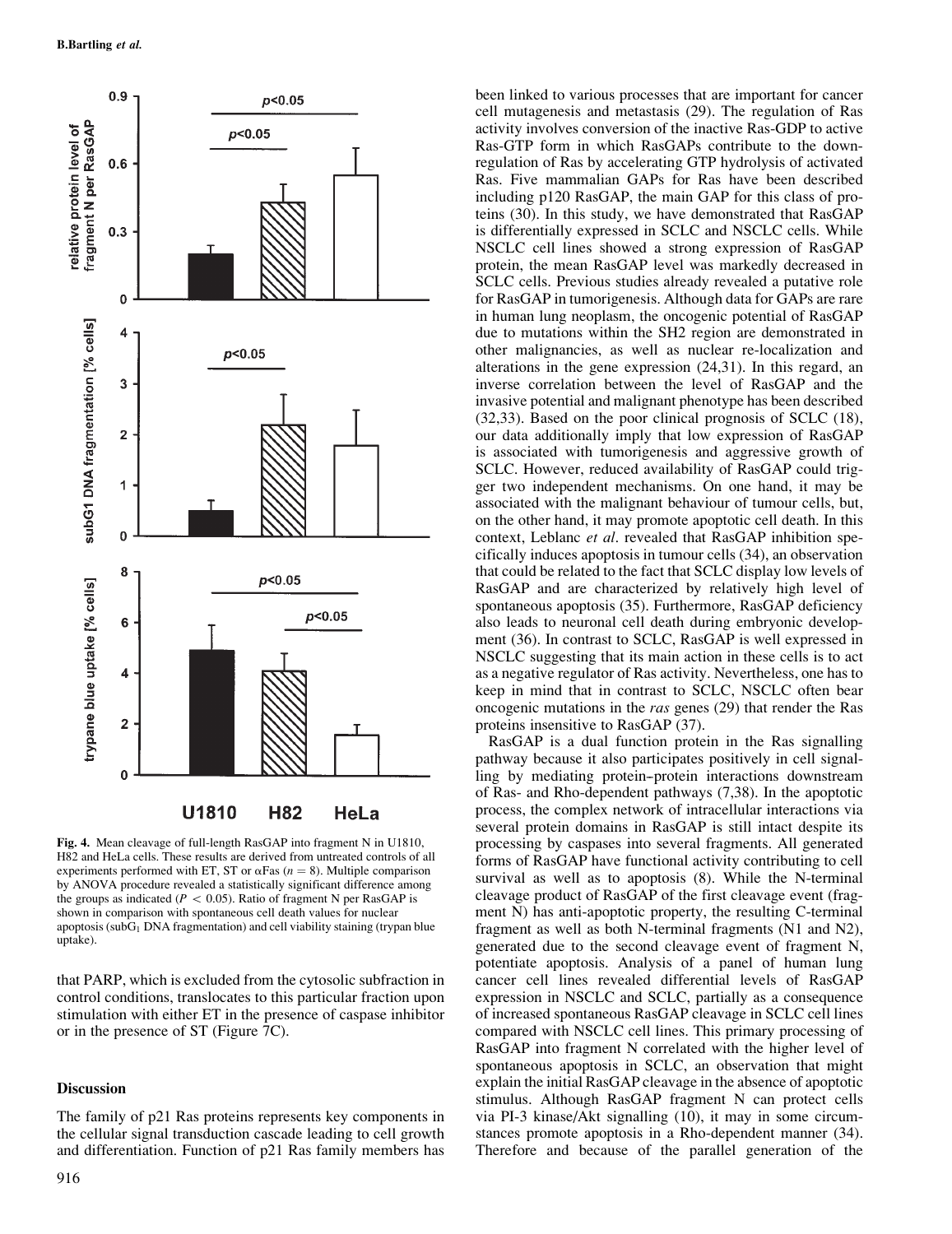0.9

p<0.05

p<0.05

relative protein level of fragment N per RasGAP

0.6

0.3

0

4

p<0.05

subG1 DNA fragmentation [% cells]

3

2

1

0

8

p<0.05

p<0.05

trypane blue uptake [% cells]

6

4

2

0

U1810 H82 HeLa

**Fig. 4.** Mean cleavage of full-length RasGAP into fragment N in U1810, H82 and HeLa cells. These results are derived from untreated controls of all experiments performed with ET, ST or αFas ($n = 8$). Multiple comparison by ANOVA procedure revealed a statistically significant difference among the groups as indicated ($P < 0.05$). Ratio of fragment N per RasGAP is shown in comparison with spontaneous cell death values for nuclear apoptosis (sub$G_1$ DNA fragmentation) and cell viability staining (trypan blue uptake).

that PARP, which is excluded from the cytosolic subfraction in control conditions, translocates to this particular fraction upon stimulation with either ET in the presence of caspase inhibitor or in the presence of ST (Figure 7C).

## Discussion

The family of p21 Ras proteins represents key components in the cellular signal transduction cascade leading to cell growth and differentiation. Function of p21 Ras family members has been linked to various processes that are important for cancer cell mutagenesis and metastasis (29). The regulation of Ras activity involves conversion of the inactive Ras-GDP to active Ras-GTP form in which RasGAPs contribute to the down-regulation of Ras by accelerating GTP hydrolysis of activated Ras. Five mammalian GAPs for Ras have been described including p120 RasGAP, the main GAP for this class of proteins (30). In this study, we have demonstrated that RasGAP is differentially expressed in SCLC and NSCLC cells. While NSCLC cell lines showed a strong expression of RasGAP protein, the mean RasGAP level was markedly decreased in SCLC cells. Previous studies already revealed a putative role for RasGAP in tumorigenesis. Although data for GAPs are rare in human lung neoplasm, the oncogenic potential of RasGAP due to mutations within the SH2 region are demonstrated in other malignancies, as well as nuclear re-localization and alterations in the gene expression (24,31). In this regard, an inverse correlation between the level of RasGAP and the invasive potential and malignant phenotype has been described (32,33). Based on the poor clinical prognosis of SCLC (18), our data additionally imply that low expression of RasGAP is associated with tumorigenesis and aggressive growth of SCLC. However, reduced availability of RasGAP could trigger two independent mechanisms. On one hand, it may be associated with the malignant behaviour of tumour cells, but, on the other hand, it may promote apoptotic cell death. In this context, Leblanc *et al*. revealed that RasGAP inhibition specifically induces apoptosis in tumour cells (34), an observation that could be related to the fact that SCLC display low levels of RasGAP and are characterized by relatively high level of spontaneous apoptosis (35). Furthermore, RasGAP deficiency also leads to neuronal cell death during embryonic development (36). In contrast to SCLC, RasGAP is well expressed in NSCLC suggesting that its main action in these cells is to act as a negative regulator of Ras activity. Nevertheless, one has to keep in mind that in contrast to SCLC, NSCLC often bear oncogenic mutations in the *ras* genes (29) that render the Ras proteins insensitive to RasGAP (37).

RasGAP is a dual function protein in the Ras signalling pathway because it also participates positively in cell signalling by mediating protein–protein interactions downstream of Ras- and Rho-dependent pathways (7,38). In the apoptotic process, the complex network of intracellular interactions via several protein domains in RasGAP is still intact despite its processing by caspases into several fragments. All generated forms of RasGAP have functional activity contributing to cell survival as well as to apoptosis (8). While the N-terminal cleavage product of RasGAP of the first cleavage event (fragment N) has anti-apoptotic property, the resulting C-terminal fragment as well as both N-terminal fragments (N1 and N2), generated due to the second cleavage event of fragment N, potentiate apoptosis. Analysis of a panel of human lung cancer cell lines revealed differential levels of RasGAP expression in NSCLC and SCLC, partially as a consequence of increased spontaneous RasGAP cleavage in SCLC cell lines compared with NSCLC cell lines. This primary processing of RasGAP into fragment N correlated with the higher level of spontaneous apoptosis in SCLC, an observation that might explain the initial RasGAP cleavage in the absence of apoptotic stimulus. Although RasGAP fragment N can protect cells via PI-3 kinase/Akt signalling (10), it may in some circumstances promote apoptosis in a Rho-dependent manner (34). Therefore and because of the parallel generation of the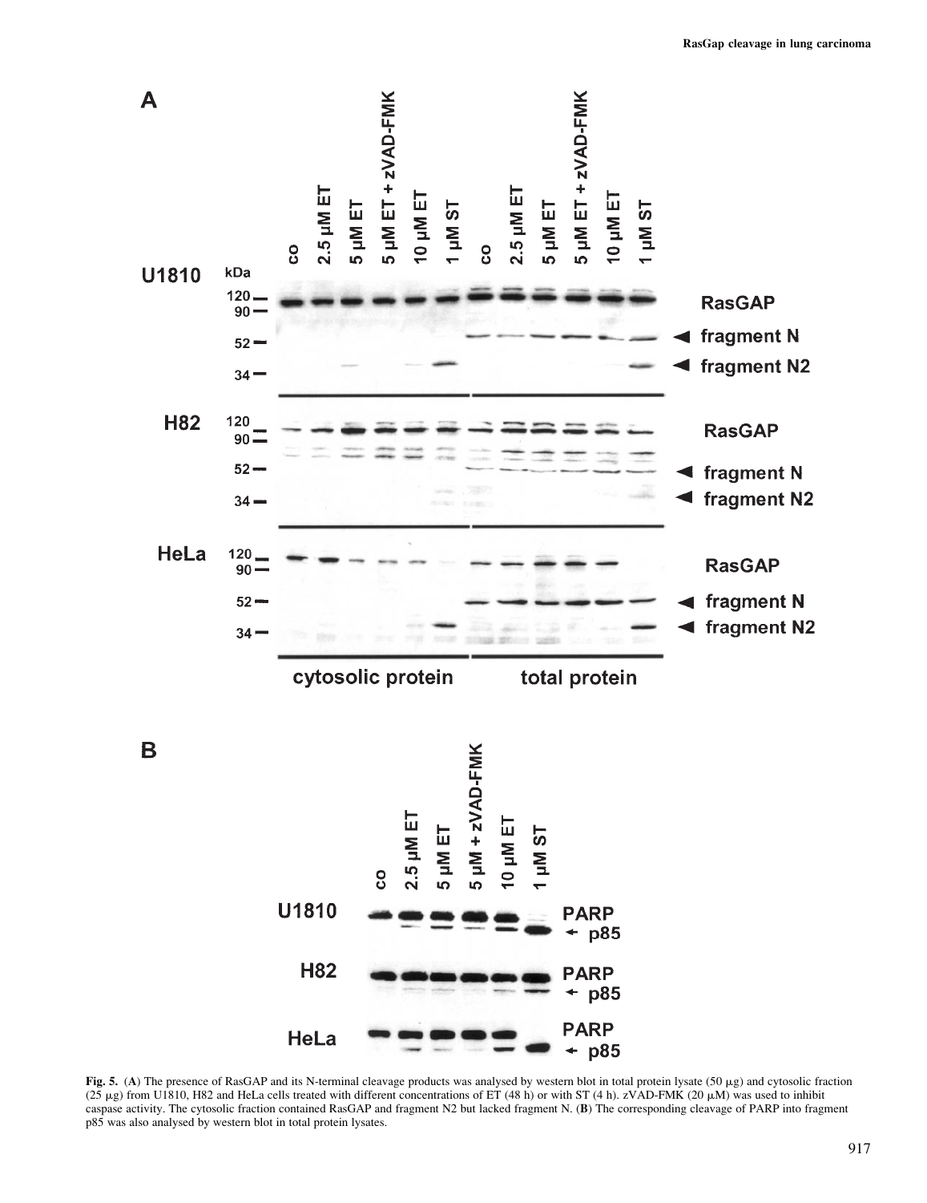A

co
2.5 μM ET
5 μM ET
5 μM ET + zVAD-FMK
10 μM ET
1 μM ST
co
2.5 μM ET
5 μM ET
5 μM ET + zVAD-FMK
10 μM ET
1 μM ST

U1810
kDa
120
90
52
34
RasGAP
◄ fragment N
◄ fragment N2

H82
120
90
52
34
RasGAP
◄ fragment N
◄ fragment N2

HeLa
120
90
52
34
RasGAP
◄ fragment N
◄ fragment N2

cytosolic protein
total protein

B

co
2.5 μM ET
5 μM ET
5 μM + zVAD-FMK
10 μM ET
1 μM ST

U1810
PARP
← p85

H82
PARP
← p85

HeLa
PARP
← p85

**Fig. 5.** (**A**) The presence of RasGAP and its N-terminal cleavage products was analysed by western blot in total protein lysate (50 μg) and cytosolic fraction (25 μg) from U1810, H82 and HeLa cells treated with different concentrations of ET (48 h) or with ST (4 h). zVAD-FMK (20 μM) was used to inhibit caspase activity. The cytosolic fraction contained RasGAP and fragment N2 but lacked fragment N. (**B**) The corresponding cleavage of PARP into fragment p85 was also analysed by western blot in total protein lysates.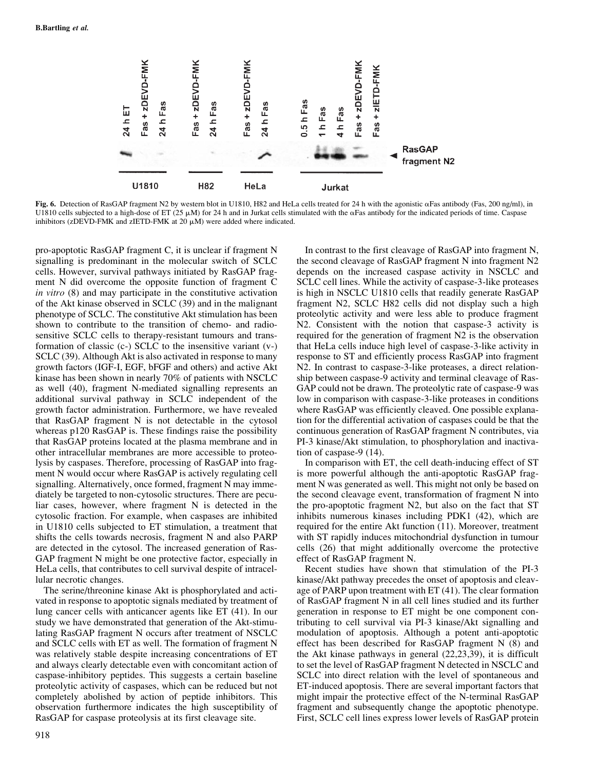**Fig. 6.** Detection of RasGAP fragment N2 by western blot in U1810, H82 and HeLa cells treated for 24 h with the agonistic αFas antibody (Fas, 200 ng/ml), in U1810 cells subjected to a high-dose of ET (25 μM) for 24 h and in Jurkat cells stimulated with the αFas antibody for the indicated periods of time. Caspase inhibitors (zDEVD-FMK and zIETD-FMK at 20 μM) were added where indicated.

pro-apoptotic RasGAP fragment C, it is unclear if fragment N signalling is predominant in the molecular switch of SCLC cells. However, survival pathways initiated by RasGAP fragment N did overcome the opposite function of fragment C *in vitro* (8) and may participate in the constitutive activation of the Akt kinase observed in SCLC (39) and in the malignant phenotype of SCLC. The constitutive Akt stimulation has been shown to contribute to the transition of chemo- and radiosensitive SCLC cells to therapy-resistant tumours and transformation of classic (c-) SCLC to the insensitive variant (v-) SCLC (39). Although Akt is also activated in response to many growth factors (IGF-I, EGF, bFGF and others) and active Akt kinase has been shown in nearly 70% of patients with NSCLC as well (40), fragment N-mediated signalling represents an additional survival pathway in SCLC independent of the growth factor administration. Furthermore, we have revealed that RasGAP fragment N is not detectable in the cytosol whereas p120 RasGAP is. These findings raise the possibility that RasGAP proteins located at the plasma membrane and in other intracellular membranes are more accessible to proteolysis by caspases. Therefore, processing of RasGAP into fragment N would occur where RasGAP is actively regulating cell signalling. Alternatively, once formed, fragment N may immediately be targeted to non-cytosolic structures. There are peculiar cases, however, where fragment N is detected in the cytosolic fraction. For example, when caspases are inhibited in U1810 cells subjected to ET stimulation, a treatment that shifts the cells towards necrosis, fragment N and also PARP are detected in the cytosol. The increased generation of RasGAP fragment N might be one protective factor, especially in HeLa cells, that contributes to cell survival despite of intracellular necrotic changes.

The serine/threonine kinase Akt is phosphorylated and activated in response to apoptotic signals mediated by treatment of lung cancer cells with anticancer agents like ET (41). In our study we have demonstrated that generation of the Akt-stimulating RasGAP fragment N occurs after treatment of NSCLC and SCLC cells with ET as well. The formation of fragment N was relatively stable despite increasing concentrations of ET and always clearly detectable even with concomitant action of caspase-inhibitory peptides. This suggests a certain baseline proteolytic activity of caspases, which can be reduced but not completely abolished by action of peptide inhibitors. This observation furthermore indicates the high susceptibility of RasGAP for caspase proteolysis at its first cleavage site.

In contrast to the first cleavage of RasGAP into fragment N, the second cleavage of RasGAP fragment N into fragment N2 depends on the increased caspase activity in NSCLC and SCLC cell lines. While the activity of caspase-3-like proteases is high in NSCLC U1810 cells that readily generate RasGAP fragment N2, SCLC H82 cells did not display such a high proteolytic activity and were less able to produce fragment N2. Consistent with the notion that caspase-3 activity is required for the generation of fragment N2 is the observation that HeLa cells induce high level of caspase-3-like activity in response to ST and efficiently process RasGAP into fragment N2. In contrast to caspase-3-like proteases, a direct relationship between caspase-9 activity and terminal cleavage of RasGAP could not be drawn. The proteolytic rate of caspase-9 was low in comparison with caspase-3-like proteases in conditions where RasGAP was efficiently cleaved. One possible explanation for the differential activation of caspases could be that the continuous generation of RasGAP fragment N contributes, via PI-3 kinase/Akt stimulation, to phosphorylation and inactivation of caspase-9 (14).

In comparison with ET, the cell death-inducing effect of ST is more powerful although the anti-apoptotic RasGAP fragment N was generated as well. This might not only be based on the second cleavage event, transformation of fragment N into the pro-apoptotic fragment N2, but also on the fact that ST inhibits numerous kinases including PDK1 (42), which are required for the entire Akt function (11). Moreover, treatment with ST rapidly induces mitochondrial dysfunction in tumour cells (26) that might additionally overcome the protective effect of RasGAP fragment N.

Recent studies have shown that stimulation of the PI-3 kinase/Akt pathway precedes the onset of apoptosis and cleavage of PARP upon treatment with ET (41). The clear formation of RasGAP fragment N in all cell lines studied and its further generation in response to ET might be one component contributing to cell survival via PI-3 kinase/Akt signalling and modulation of apoptosis. Although a potent anti-apoptotic effect has been described for RasGAP fragment N (8) and the Akt kinase pathways in general (22,23,39), it is difficult to set the level of RasGAP fragment N detected in NSCLC and SCLC into direct relation with the level of spontaneous and ET-induced apoptosis. There are several important factors that might impair the protective effect of the N-terminal RasGAP fragment and subsequently change the apoptotic phenotype. First, SCLC cell lines express lower levels of RasGAP protein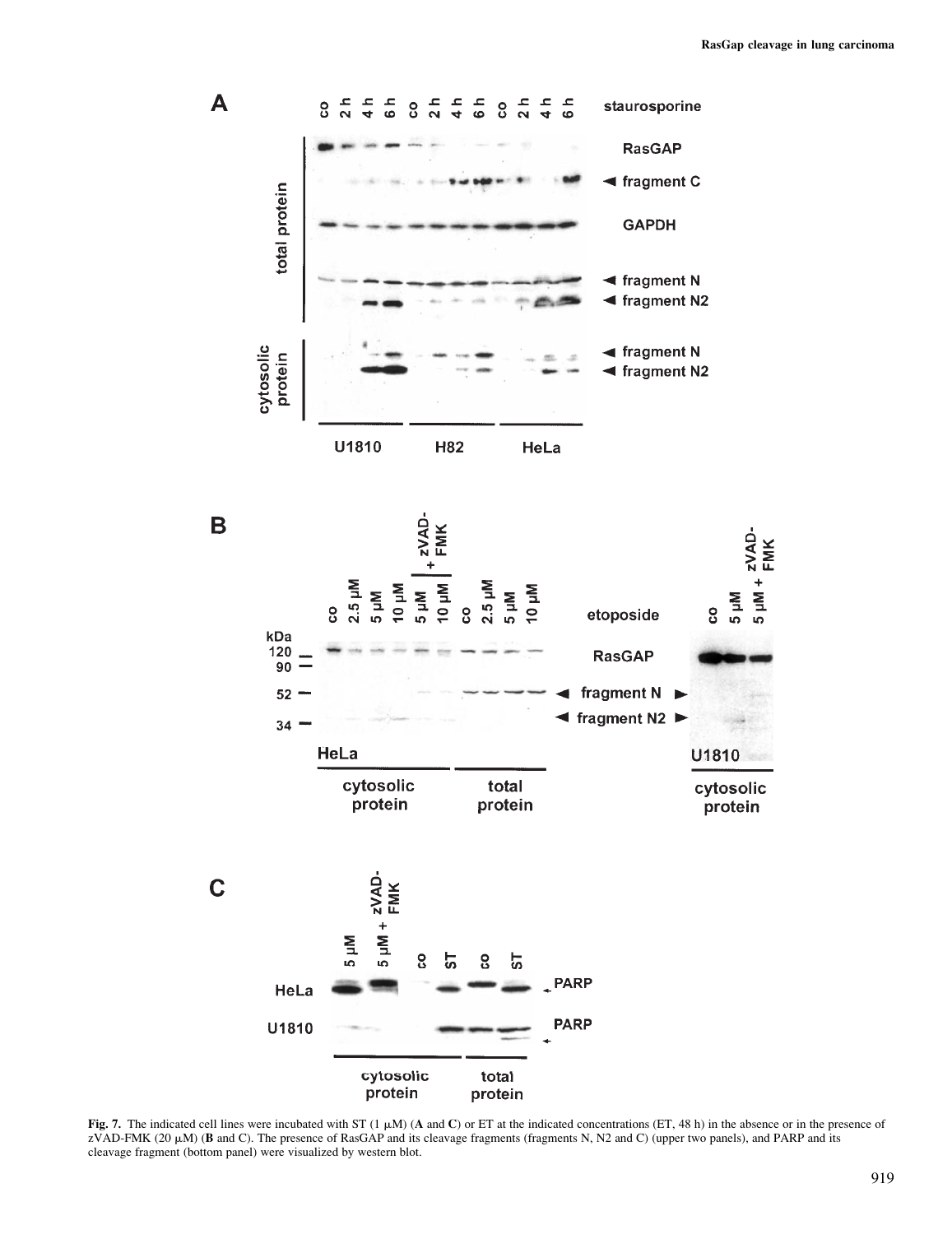A

staurosporine

co 2 h 4 h 6 h co 2 h 4 h 6 h co 2 h 4 h 6 h

RasGAP

fragment C

GAPDH

fragment N

fragment N2

total protein

cytosolic protein

fragment N

fragment N2

U1810 H82 HeLa

B

kDa

120

90

52

34

co 2.5 μM 5 μM 10 μM 5 μM 10 μM co 2.5 μM 5 μM 10 μM

+ zVAD-FMK

etoposide

RasGAP

fragment N

fragment N2

HeLa

cytosolic protein

total protein

co 5 μM 5 μM + zVAD-FMK

U1810

cytosolic protein

C

5 μM 5 μM + zVAD-FMK co ST co ST

HeLa

U1810

PARP

PARP

cytosolic protein

total protein

**Fig. 7.** The indicated cell lines were incubated with ST (1 μM) (**A** and **C**) or ET at the indicated concentrations (ET, 48 h) in the absence or in the presence of zVAD-FMK (20 μM) (**B** and C). The presence of RasGAP and its cleavage fragments (fragments N, N2 and C) (upper two panels), and PARP and its cleavage fragment (bottom panel) were visualized by western blot.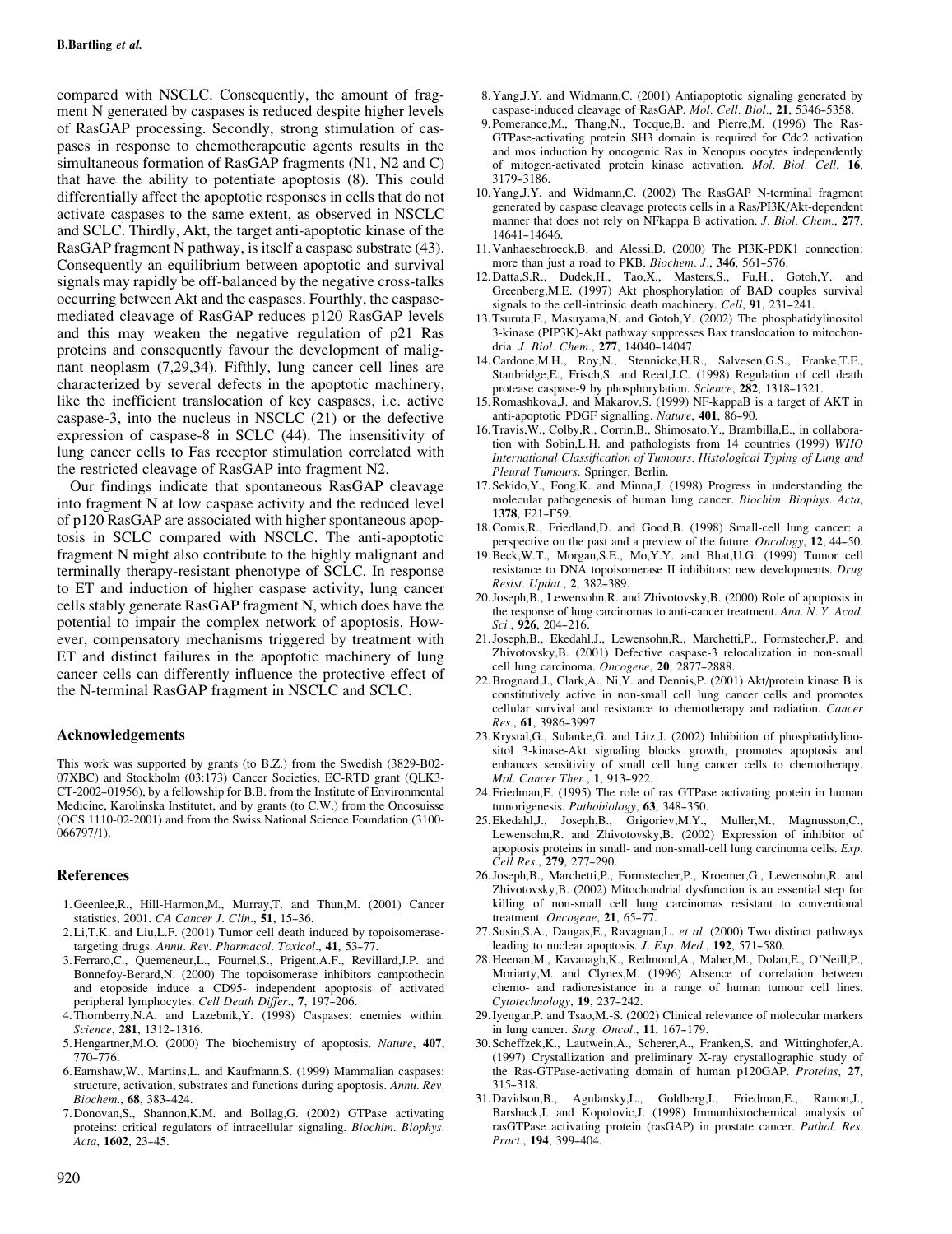compared with NSCLC. Consequently, the amount of fragment N generated by caspases is reduced despite higher levels of RasGAP processing. Secondly, strong stimulation of caspases in response to chemotherapeutic agents results in the simultaneous formation of RasGAP fragments (N1, N2 and C) that have the ability to potentiate apoptosis (8). This could differentially affect the apoptotic responses in cells that do not activate caspases to the same extent, as observed in NSCLC and SCLC. Thirdly, Akt, the target anti-apoptotic kinase of the RasGAP fragment N pathway, is itself a caspase substrate (43). Consequently an equilibrium between apoptotic and survival signals may rapidly be off-balanced by the negative cross-talks occurring between Akt and the caspases. Fourthly, the caspase-mediated cleavage of RasGAP reduces p120 RasGAP levels and this may weaken the negative regulation of p21 Ras proteins and consequently favour the development of malignant neoplasm (7,29,34). Fifthly, lung cancer cell lines are characterized by several defects in the apoptotic machinery, like the inefficient translocation of key caspases, i.e. active caspase-3, into the nucleus in NSCLC (21) or the defective expression of caspase-8 in SCLC (44). The insensitivity of lung cancer cells to Fas receptor stimulation correlated with the restricted cleavage of RasGAP into fragment N2.

Our findings indicate that spontaneous RasGAP cleavage into fragment N at low caspase activity and the reduced level of p120 RasGAP are associated with higher spontaneous apoptosis in SCLC compared with NSCLC. The anti-apoptotic fragment N might also contribute to the highly malignant and terminally therapy-resistant phenotype of SCLC. In response to ET and induction of higher caspase activity, lung cancer cells stably generate RasGAP fragment N, which does have the potential to impair the complex network of apoptosis. However, compensatory mechanisms triggered by treatment with ET and distinct failures in the apoptotic machinery of lung cancer cells can differently influence the protective effect of the N-terminal RasGAP fragment in NSCLC and SCLC.

## Acknowledgements

This work was supported by grants (to B.Z.) from the Swedish (3829-B02-07XBC) and Stockholm (03:173) Cancer Societies, EC-RTD grant (QLK3-CT-2002-01956), by a fellowship for B.B. from the Institute of Environmental Medicine, Karolinska Institutet, and by grants (to C.W.) from the Oncosuisse (OCS 1110-02-2001) and from the Swiss National Science Foundation (3100-066797/1).

## References

1. Geenlee,R., Hill-Harmon,M., Murray,T. and Thun,M. (2001) Cancer statistics, 2001. *CA Cancer J. Clin.*, **51**, 15–36.
2. Li,T.K. and Liu,L.F. (2001) Tumor cell death induced by topoisomerase-targeting drugs. *Annu. Rev. Pharmacol. Toxicol.*, **41**, 53–77.
3. Ferraro,C., Quemeneur,L., Fournel,S., Prigent,A.F., Revillard,J.P. and Bonnefoy-Berard,N. (2000) The topoisomerase inhibitors camptothecin and etoposide induce a CD95- independent apoptosis of activated peripheral lymphocytes. *Cell Death Differ.*, **7**, 197–206.
4. Thornberry,N.A. and Lazebnik,Y. (1998) Caspases: enemies within. *Science*, **281**, 1312–1316.
5. Hengartner,M.O. (2000) The biochemistry of apoptosis. *Nature*, **407**, 770–776.
6. Earnshaw,W., Martins,L. and Kaufmann,S. (1999) Mammalian caspases: structure, activation, substrates and functions during apoptosis. *Annu. Rev. Biochem.*, **68**, 383–424.
7. Donovan,S., Shannon,K.M. and Bollag,G. (2002) GTPase activating proteins: critical regulators of intracellular signaling. *Biochim. Biophys. Acta*, **1602**, 23–45.
8. Yang,J.Y. and Widmann,C. (2001) Antiapoptotic signaling generated by caspase-induced cleavage of RasGAP. *Mol. Cell. Biol.*, **21**, 5346–5358.
9. Pomerance,M., Thang,N., Tocque,B. and Pierre,M. (1996) The Ras-GTPase-activating protein SH3 domain is required for Cdc2 activation and mos induction by oncogenic Ras in Xenopus oocytes independently of mitogen-activated protein kinase activation. *Mol. Biol. Cell*, **16**, 3179–3186.
10. Yang,J.Y. and Widmann,C. (2002) The RasGAP N-terminal fragment generated by caspase cleavage protects cells in a Ras/PI3K/Akt-dependent manner that does not rely on NFkappa B activation. *J. Biol. Chem.*, **277**, 14641–14646.
11. Vanhaesebroeck,B. and Alessi,D. (2000) The PI3K-PDK1 connection: more than just a road to PKB. *Biochem. J.*, **346**, 561–576.
12. Datta,S.R., Dudek,H., Tao,X., Masters,S., Fu,H., Gotoh,Y. and Greenberg,M.E. (1997) Akt phosphorylation of BAD couples survival signals to the cell-intrinsic death machinery. *Cell*, **91**, 231–241.
13. Tsuruta,F., Masuyama,N. and Gotoh,Y. (2002) The phosphatidylinositol 3-kinase (PIP3K)-Akt pathway suppresses Bax translocation to mitochondria. *J. Biol. Chem.*, **277**, 14040–14047.
14. Cardone,M.H., Roy,N., Stennicke,H.R., Salvesen,G.S., Franke,T.F., Stanbridge,E., Frisch,S. and Reed,J.C. (1998) Regulation of cell death protease caspase-9 by phosphorylation. *Science*, **282**, 1318–1321.
15. Romashkova,J. and Makarov,S. (1999) NF-kappaB is a target of AKT in anti-apoptotic PDGF signalling. *Nature*, **401**, 86–90.
16. Travis,W., Colby,R., Corrin,B., Shimosato,Y., Brambilla,E., in collaboration with Sobin,L.H. and pathologists from 14 countries (1999) *WHO International Classification of Tumours. Histological Typing of Lung and Pleural Tumours*. Springer, Berlin.
17. Sekido,Y., Fong,K. and Minna,J. (1998) Progress in understanding the molecular pathogenesis of human lung cancer. *Biochim. Biophys. Acta*, **1378**, F21–F59.
18. Comis,R., Friedland,D. and Good,B. (1998) Small-cell lung cancer: a perspective on the past and a preview of the future. *Oncology*, **12**, 44–50.
19. Beck,W.T., Morgan,S.E., Mo,Y.Y. and Bhat,U.G. (1999) Tumor cell resistance to DNA topoisomerase II inhibitors: new developments. *Drug Resist. Updat.*, **2**, 382–389.
20. Joseph,B., Lewensohn,R. and Zhivotovsky,B. (2000) Role of apoptosis in the response of lung carcinomas to anti-cancer treatment. *Ann. N. Y. Acad. Sci.*, **926**, 204–216.
21. Joseph,B., Ekedahl,J., Lewensohn,R., Marchetti,P., Formstecher,P. and Zhivotovsky,B. (2001) Defective caspase-3 relocalization in non-small cell lung carcinoma. *Oncogene*, **20**, 2877–2888.
22. Brognard,J., Clark,A., Ni,Y. and Dennis,P. (2001) Akt/protein kinase B is constitutively active in non-small cell lung cancer cells and promotes cellular survival and resistance to chemotherapy and radiation. *Cancer Res.*, **61**, 3986–3997.
23. Krystal,G., Sulanke,G. and Litz,J. (2002) Inhibition of phosphatidylinositol 3-kinase-Akt signaling blocks growth, promotes apoptosis and enhances sensitivity of small cell lung cancer cells to chemotherapy. *Mol. Cancer Ther.*, **1**, 913–922.
24. Friedman,E. (1995) The role of ras GTPase activating protein in human tumorigenesis. *Pathobiology*, **63**, 348–350.
25. Ekedahl,J., Joseph,B., Grigoriev,M.Y., Muller,M., Magnusson,C., Lewensohn,R. and Zhivotovsky,B. (2002) Expression of inhibitor of apoptosis proteins in small- and non-small-cell lung carcinoma cells. *Exp. Cell Res.*, **279**, 277–290.
26. Joseph,B., Marchetti,P., Formstecher,P., Kroemer,G., Lewensohn,R. and Zhivotovsky,B. (2002) Mitochondrial dysfunction is an essential step for killing of non-small cell lung carcinomas resistant to conventional treatment. *Oncogene*, **21**, 65–77.
27. Susin,S.A., Daugas,E., Ravagnan,L. *et al*. (2000) Two distinct pathways leading to nuclear apoptosis. *J. Exp. Med.*, **192**, 571–580.
28. Heenan,M., Kavanagh,K., Redmond,A., Maher,M., Dolan,E., O'Neill,P., Moriarty,M. and Clynes,M. (1996) Absence of correlation between chemo- and radioresistance in a range of human tumour cell lines. *Cytotechnology*, **19**, 237–242.
29. Iyengar,P. and Tsao,M.-S. (2002) Clinical relevance of molecular markers in lung cancer. *Surg. Oncol.*, **11**, 167–179.
30. Scheffzek,K., Lautwein,A., Scherer,A., Franken,S. and Wittinghofer,A. (1997) Crystallization and preliminary X-ray crystallographic study of the Ras-GTPase-activating domain of human p120GAP. *Proteins*, **27**, 315–318.
31. Davidson,B., Agulansky,L., Goldberg,I., Friedman,E., Ramon,J., Barshack,I. and Kopolovic,J. (1998) Immunhistochemical analysis of rasGTPase activating protein (rasGAP) in prostate cancer. *Pathol. Res. Pract.*, **194**, 399–404.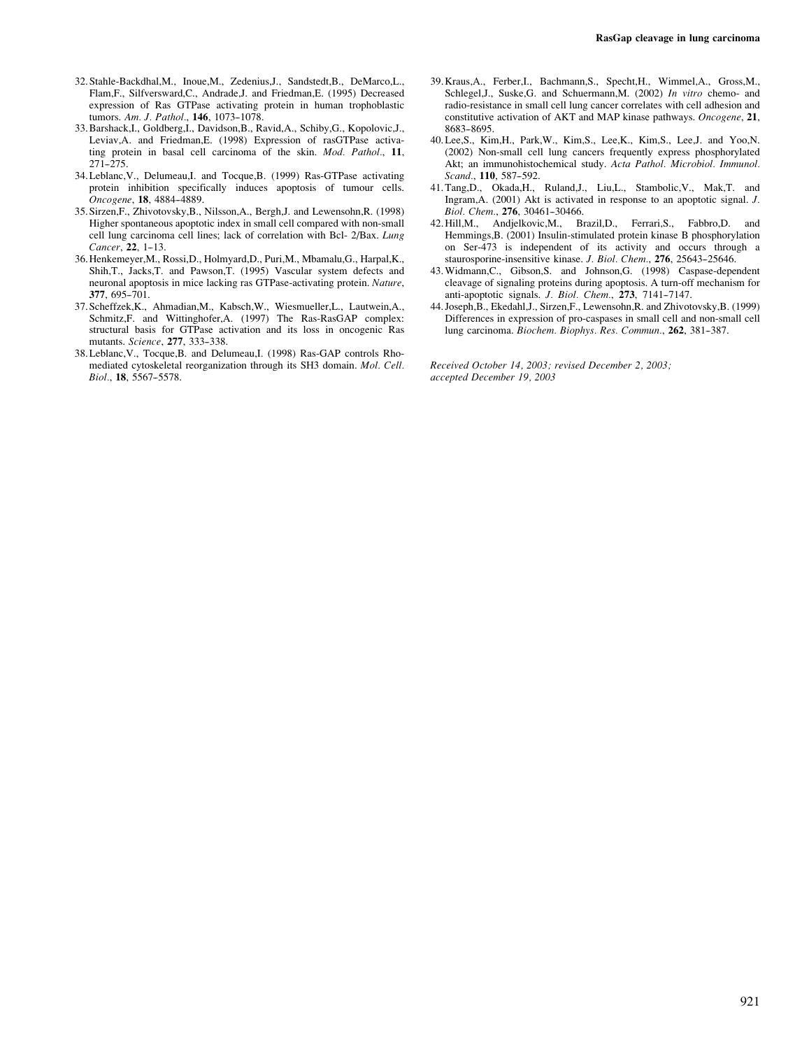32. Stahle-Backdhal,M., Inoue,M., Zedenius,J., Sandstedt,B., DeMarco,L., Flam,F., Silfversward,C., Andrade,J. and Friedman,E. (1995) Decreased expression of Ras GTPase activating protein in human trophoblastic tumors. *Am. J. Pathol.*, **146**, 1073–1078.
33. Barshack,I., Goldberg,I., Davidson,B., Ravid,A., Schiby,G., Kopolovic,J., Leviav,A. and Friedman,E. (1998) Expression of rasGTPase activating protein in basal cell carcinoma of the skin. *Mod. Pathol.*, **11**, 271–275.
34. Leblanc,V., Delumeau,I. and Tocque,B. (1999) Ras-GTPase activating protein inhibition specifically induces apoptosis of tumour cells. *Oncogene*, **18**, 4884–4889.
35. Sirzen,F., Zhivotovsky,B., Nilsson,A., Bergh,J. and Lewensohn,R. (1998) Higher spontaneous apoptotic index in small cell compared with non-small cell lung carcinoma cell lines; lack of correlation with Bcl- 2/Bax. *Lung Cancer*, **22**, 1–13.
36. Henkemeyer,M., Rossi,D., Holmyard,D., Puri,M., Mbamalu,G., Harpal,K., Shih,T., Jacks,T. and Pawson,T. (1995) Vascular system defects and neuronal apoptosis in mice lacking ras GTPase-activating protein. *Nature*, **377**, 695–701.
37. Scheffzek,K., Ahmadian,M., Kabsch,W., Wiesmueller,L., Lautwein,A., Schmitz,F. and Wittinghofer,A. (1997) The Ras-RasGAP complex: structural basis for GTPase activation and its loss in oncogenic Ras mutants. *Science*, **277**, 333–338.
38. Leblanc,V., Tocque,B. and Delumeau,I. (1998) Ras-GAP controls Rho-mediated cytoskeletal reorganization through its SH3 domain. *Mol. Cell. Biol.*, **18**, 5567–5578.
39. Kraus,A., Ferber,I., Bachmann,S., Specht,H., Wimmel,A., Gross,M., Schlegel,J., Suske,G. and Schuermann,M. (2002) *In vitro* chemo- and radio-resistance in small cell lung cancer correlates with cell adhesion and constitutive activation of AKT and MAP kinase pathways. *Oncogene*, **21**, 8683–8695.
40. Lee,S., Kim,H., Park,W., Kim,S., Lee,K., Kim,S., Lee,J. and Yoo,N. (2002) Non-small cell lung cancers frequently express phosphorylated Akt; an immunohistochemical study. *Acta Pathol. Microbiol. Immunol. Scand.*, **110**, 587–592.
41. Tang,D., Okada,H., Ruland,J., Liu,L., Stambolic,V., Mak,T. and Ingram,A. (2001) Akt is activated in response to an apoptotic signal. *J. Biol. Chem.*, **276**, 30461–30466.
42. Hill,M., Andjelkovic,M., Brazil,D., Ferrari,S., Fabbro,D. and Hemmings,B. (2001) Insulin-stimulated protein kinase B phosphorylation on Ser-473 is independent of its activity and occurs through a staurosporine-insensitive kinase. *J. Biol. Chem.*, **276**, 25643–25646.
43. Widmann,C., Gibson,S. and Johnson,G. (1998) Caspase-dependent cleavage of signaling proteins during apoptosis. A turn-off mechanism for anti-apoptotic signals. *J. Biol. Chem.*, **273**, 7141–7147.
44. Joseph,B., Ekedahl,J., Sirzen,F., Lewensohn,R. and Zhivotovsky,B. (1999) Differences in expression of pro-caspases in small cell and non-small cell lung carcinoma. *Biochem. Biophys. Res. Commun.*, **262**, 381–387.

*Received October 14, 2003; revised December 2, 2003; accepted December 19, 2003*